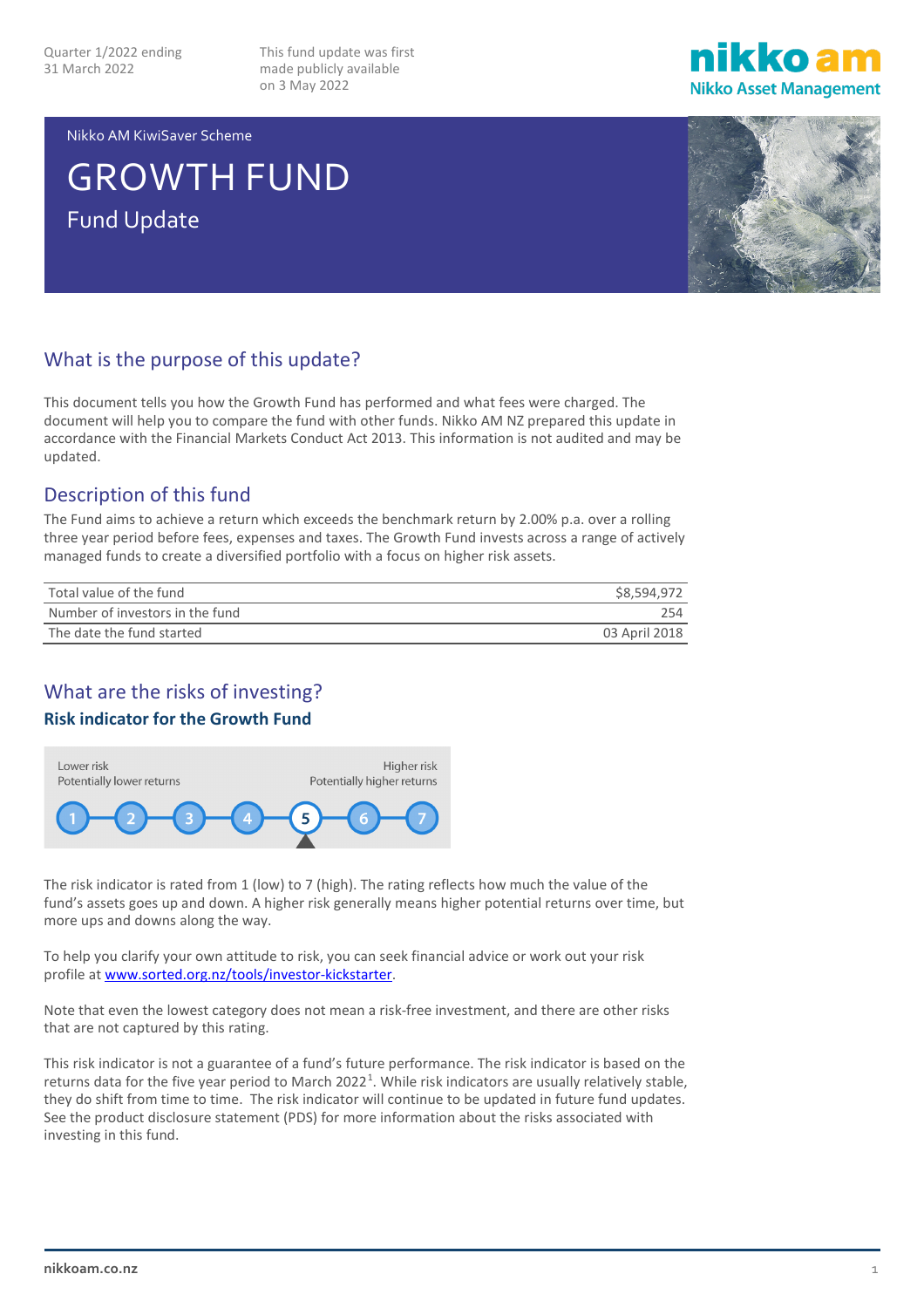Quarter 1/2022 ending 31 March 2022

This fund update was first made publicly available on 3 May 2022

nikko am
Nikko Asset Management

Nikko AM KiwiSaver Scheme

# GROWTH FUND

Fund Update

## What is the purpose of this update?

This document tells you how the Growth Fund has performed and what fees were charged. The document will help you to compare the fund with other funds. Nikko AM NZ prepared this update in accordance with the Financial Markets Conduct Act 2013. This information is not audited and may be updated.

## Description of this fund

The Fund aims to achieve a return which exceeds the benchmark return by 2.00% p.a. over a rolling three year period before fees, expenses and taxes. The Growth Fund invests across a range of actively managed funds to create a diversified portfolio with a focus on higher risk assets.

| | |
|---|---|
| Total value of the fund | $8,594,972 |
| Number of investors in the fund | 254 |
| The date the fund started | 03 April 2018 |

## What are the risks of investing?

### Risk indicator for the Growth Fund

| Lower risk<br>Potentially lower returns | | | | | | Higher risk<br>Potentially higher returns |
|---|---|---|---|---|---|---|
| 1 | 2 | 3 | 4 | **5** ▲ | 6 | 7 |

The risk indicator is rated from 1 (low) to 7 (high). The rating reflects how much the value of the fund's assets goes up and down. A higher risk generally means higher potential returns over time, but more ups and downs along the way.

To help you clarify your own attitude to risk, you can seek financial advice or work out your risk profile at www.sorted.org.nz/tools/investor-kickstarter.

Note that even the lowest category does not mean a risk-free investment, and there are other risks that are not captured by this rating.

This risk indicator is not a guarantee of a fund's future performance. The risk indicator is based on the returns data for the five year period to March 2022[1]. While risk indicators are usually relatively stable, they do shift from time to time. The risk indicator will continue to be updated in future fund updates. See the product disclosure statement (PDS) for more information about the risks associated with investing in this fund.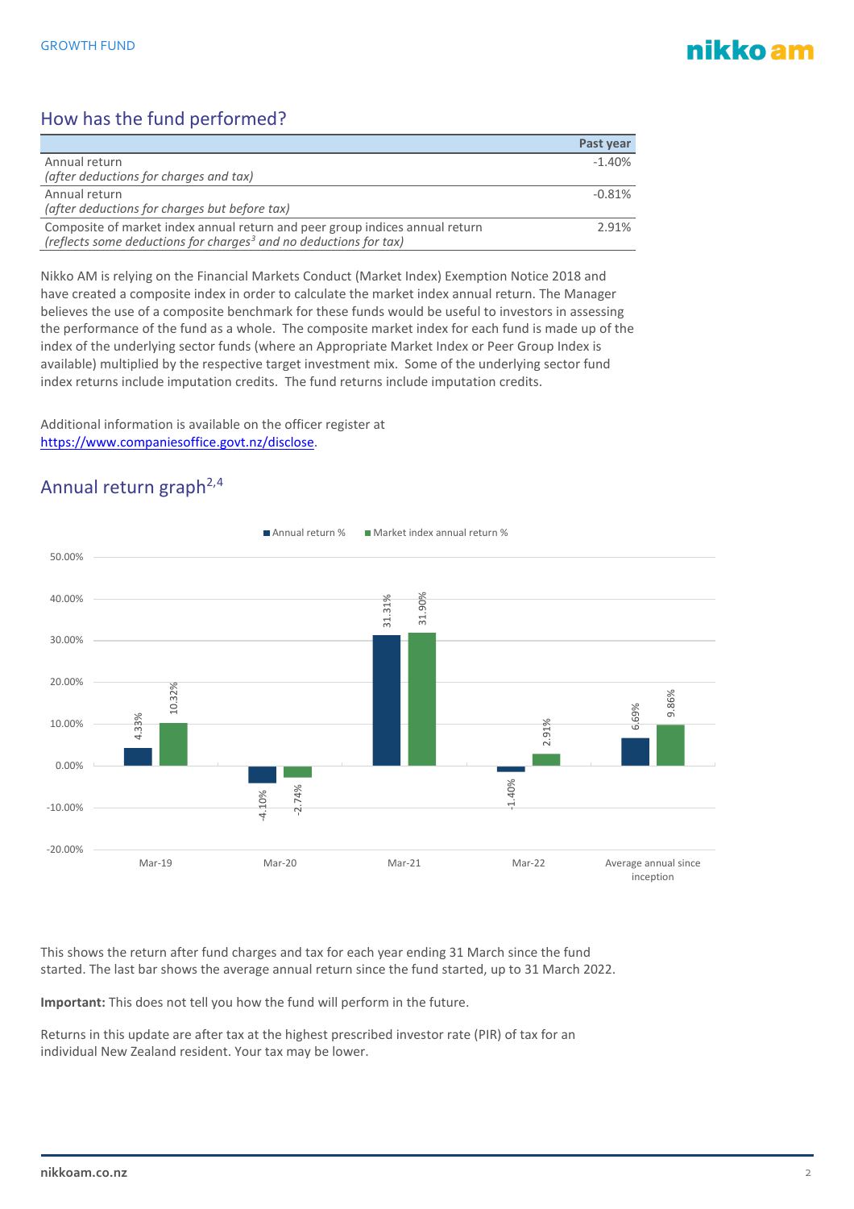## How has the fund performed?

| | Past year |
|---|---|
| Annual return<br>*(after deductions for charges and tax)* | -1.40% |
| Annual return<br>*(after deductions for charges but before tax)* | -0.81% |
| Composite of market index annual return and peer group indices annual return<br>*(reflects some deductions for charges[3] and no deductions for tax)* | 2.91% |

Nikko AM is relying on the Financial Markets Conduct (Market Index) Exemption Notice 2018 and have created a composite index in order to calculate the market index annual return. The Manager believes the use of a composite benchmark for these funds would be useful to investors in assessing the performance of the fund as a whole. The composite market index for each fund is made up of the index of the underlying sector funds (where an Appropriate Market Index or Peer Group Index is available) multiplied by the respective target investment mix. Some of the underlying sector fund index returns include imputation credits. The fund returns include imputation credits.

Additional information is available on the officer register at https://www.companiesoffice.govt.nz/disclose.

## Annual return graph[2,4]

| | Annual return % | Market index annual return % |
|---|---|---|
| Mar-19 | 4.33% | 10.32% |
| Mar-20 | -4.10% | -2.74% |
| Mar-21 | 31.31% | 31.90% |
| Mar-22 | -1.40% | 2.91% |
| Average annual since inception | 6.69% | 9.86% |

This shows the return after fund charges and tax for each year ending 31 March since the fund started. The last bar shows the average annual return since the fund started, up to 31 March 2022.

**Important:** This does not tell you how the fund will perform in the future.

Returns in this update are after tax at the highest prescribed investor rate (PIR) of tax for an individual New Zealand resident. Your tax may be lower.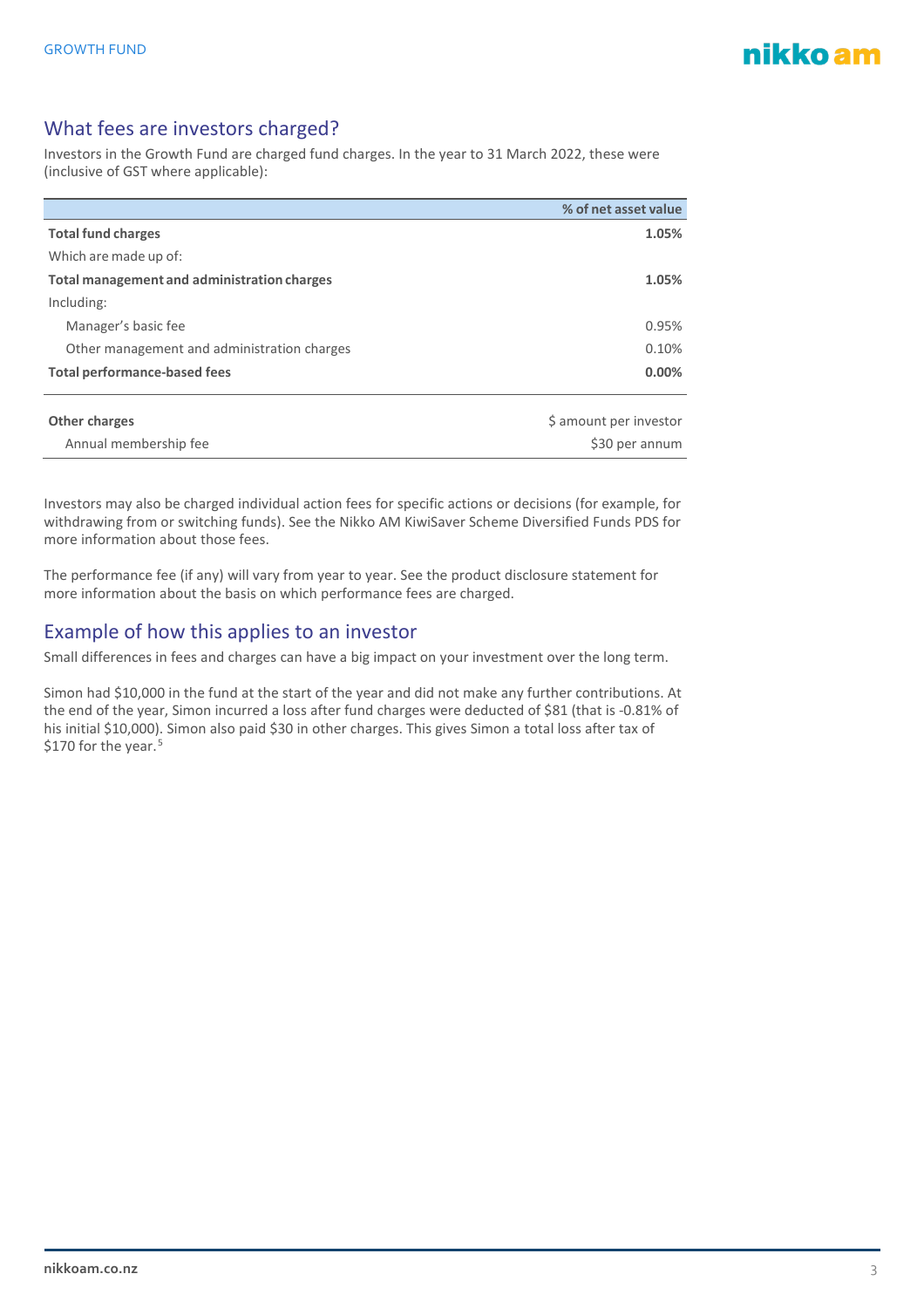## What fees are investors charged?

Investors in the Growth Fund are charged fund charges. In the year to 31 March 2022, these were (inclusive of GST where applicable):

| | % of net asset value |
|---|---|
| **Total fund charges** | **1.05%** |
| Which are made up of: | |
| **Total management and administration charges** | **1.05%** |
| Including: | |
| Manager's basic fee | 0.95% |
| Other management and administration charges | 0.10% |
| **Total performance-based fees** | **0.00%** |
| **Other charges** | $ amount per investor |
| Annual membership fee | $30 per annum |

Investors may also be charged individual action fees for specific actions or decisions (for example, for withdrawing from or switching funds). See the Nikko AM KiwiSaver Scheme Diversified Funds PDS for more information about those fees.

The performance fee (if any) will vary from year to year. See the product disclosure statement for more information about the basis on which performance fees are charged.

## Example of how this applies to an investor

Small differences in fees and charges can have a big impact on your investment over the long term.

Simon had $10,000 in the fund at the start of the year and did not make any further contributions. At the end of the year, Simon incurred a loss after fund charges were deducted of $81 (that is -0.81% of his initial $10,000). Simon also paid $30 in other charges. This gives Simon a total loss after tax of $170 for the year.[5]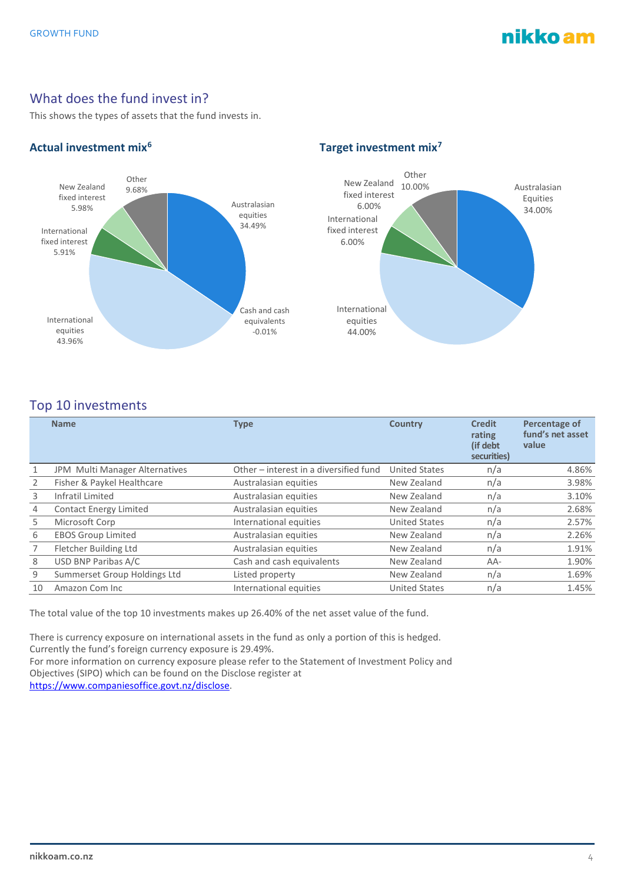## What does the fund invest in?

This shows the types of assets that the fund invests in.

### Actual investment mix[6]

- Australasian equities 34.49%
- Cash and cash equivalents -0.01%
- International equities 43.96%
- International fixed interest 5.91%
- New Zealand fixed interest 5.98%
- Other 9.68%

### Target investment mix[7]

- Australasian Equities 34.00%
- International equities 44.00%
- International fixed interest 6.00%
- New Zealand fixed interest 6.00%
- Other 10.00%

## Top 10 investments

| | Name | Type | Country | Credit rating (if debt securities) | Percentage of fund's net asset value |
|---|---|---|---|---|---|
| 1 | JPM Multi Manager Alternatives | Other – interest in a diversified fund | United States | n/a | 4.86% |
| 2 | Fisher & Paykel Healthcare | Australasian equities | New Zealand | n/a | 3.98% |
| 3 | Infratil Limited | Australasian equities | New Zealand | n/a | 3.10% |
| 4 | Contact Energy Limited | Australasian equities | New Zealand | n/a | 2.68% |
| 5 | Microsoft Corp | International equities | United States | n/a | 2.57% |
| 6 | EBOS Group Limited | Australasian equities | New Zealand | n/a | 2.26% |
| 7 | Fletcher Building Ltd | Australasian equities | New Zealand | n/a | 1.91% |
| 8 | USD BNP Paribas A/C | Cash and cash equivalents | New Zealand | AA- | 1.90% |
| 9 | Summerset Group Holdings Ltd | Listed property | New Zealand | n/a | 1.69% |
| 10 | Amazon Com Inc | International equities | United States | n/a | 1.45% |

The total value of the top 10 investments makes up 26.40% of the net asset value of the fund.

There is currency exposure on international assets in the fund as only a portion of this is hedged. Currently the fund's foreign currency exposure is 29.49%.
For more information on currency exposure please refer to the Statement of Investment Policy and Objectives (SIPO) which can be found on the Disclose register at https://www.companiesoffice.govt.nz/disclose.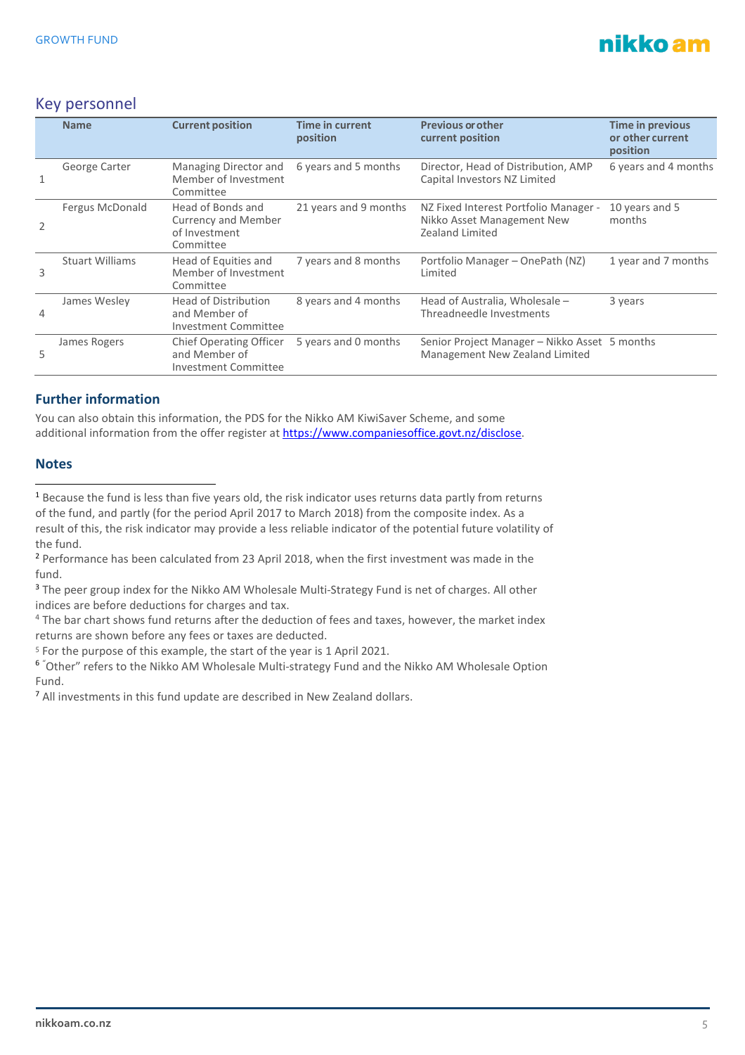## Key personnel

| | Name | Current position | Time in current position | Previous or other current position | Time in previous or other current position |
|---|---|---|---|---|---|
| 1 | George Carter | Managing Director and Member of Investment Committee | 6 years and 5 months | Director, Head of Distribution, AMP Capital Investors NZ Limited | 6 years and 4 months |
| 2 | Fergus McDonald | Head of Bonds and Currency and Member of Investment Committee | 21 years and 9 months | NZ Fixed Interest Portfolio Manager - Nikko Asset Management New Zealand Limited | 10 years and 5 months |
| 3 | Stuart Williams | Head of Equities and Member of Investment Committee | 7 years and 8 months | Portfolio Manager – OnePath (NZ) Limited | 1 year and 7 months |
| 4 | James Wesley | Head of Distribution and Member of Investment Committee | 8 years and 4 months | Head of Australia, Wholesale – Threadneedle Investments | 3 years |
| 5 | James Rogers | Chief Operating Officer and Member of Investment Committee | 5 years and 0 months | Senior Project Manager – Nikko Asset Management New Zealand Limited | 5 months |

### Further information

You can also obtain this information, the PDS for the Nikko AM KiwiSaver Scheme, and some additional information from the offer register at https://www.companiesoffice.govt.nz/disclose.

### Notes

[1] Because the fund is less than five years old, the risk indicator uses returns data partly from returns of the fund, and partly (for the period April 2017 to March 2018) from the composite index. As a result of this, the risk indicator may provide a less reliable indicator of the potential future volatility of the fund.

[2] Performance has been calculated from 23 April 2018, when the first investment was made in the fund.

[3] The peer group index for the Nikko AM Wholesale Multi-Strategy Fund is net of charges. All other indices are before deductions for charges and tax.

[4] The bar chart shows fund returns after the deduction of fees and taxes, however, the market index returns are shown before any fees or taxes are deducted.

[5] For the purpose of this example, the start of the year is 1 April 2021.

[6] "Other" refers to the Nikko AM Wholesale Multi-strategy Fund and the Nikko AM Wholesale Option Fund.

[7] All investments in this fund update are described in New Zealand dollars.